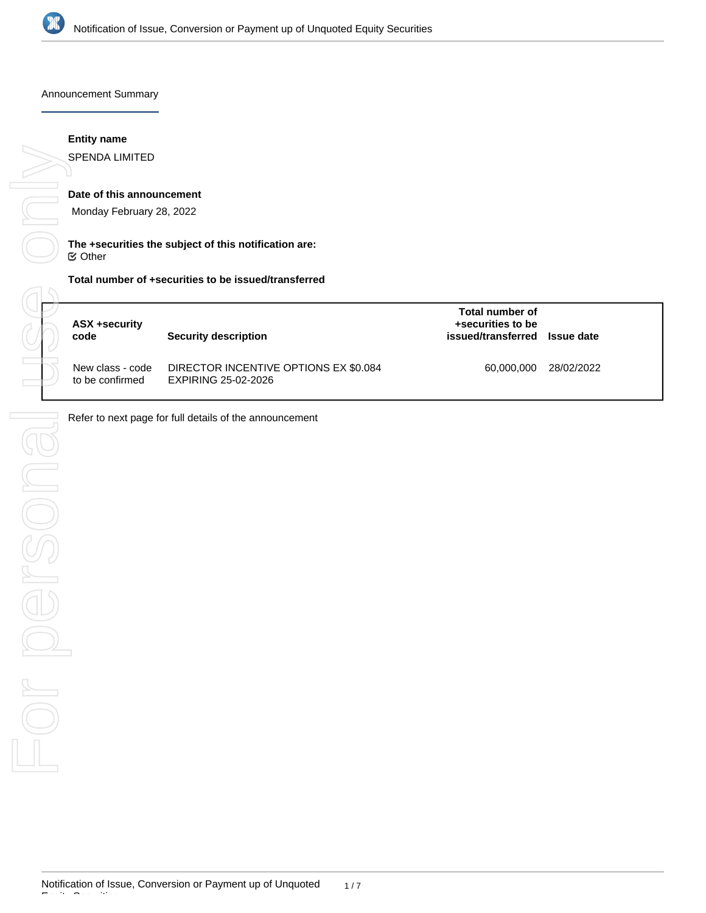## Announcement Summary

**Entity name**

SPENDA LIMITED

**Date of this announcement**

Monday February 28, 2022

**The +securities the subject of this notification are:**

☑ Other

**Total number of +securities to be issued/transferred**

| ASX +security code | Security description | Total number of +securities to be issued/transferred | Issue date |
|---|---|---|---|
| New class - code to be confirmed | DIRECTOR INCENTIVE OPTIONS EX $0.084 EXPIRING 25-02-2026 | 60,000,000 | 28/02/2022 |

Refer to next page for full details of the announcement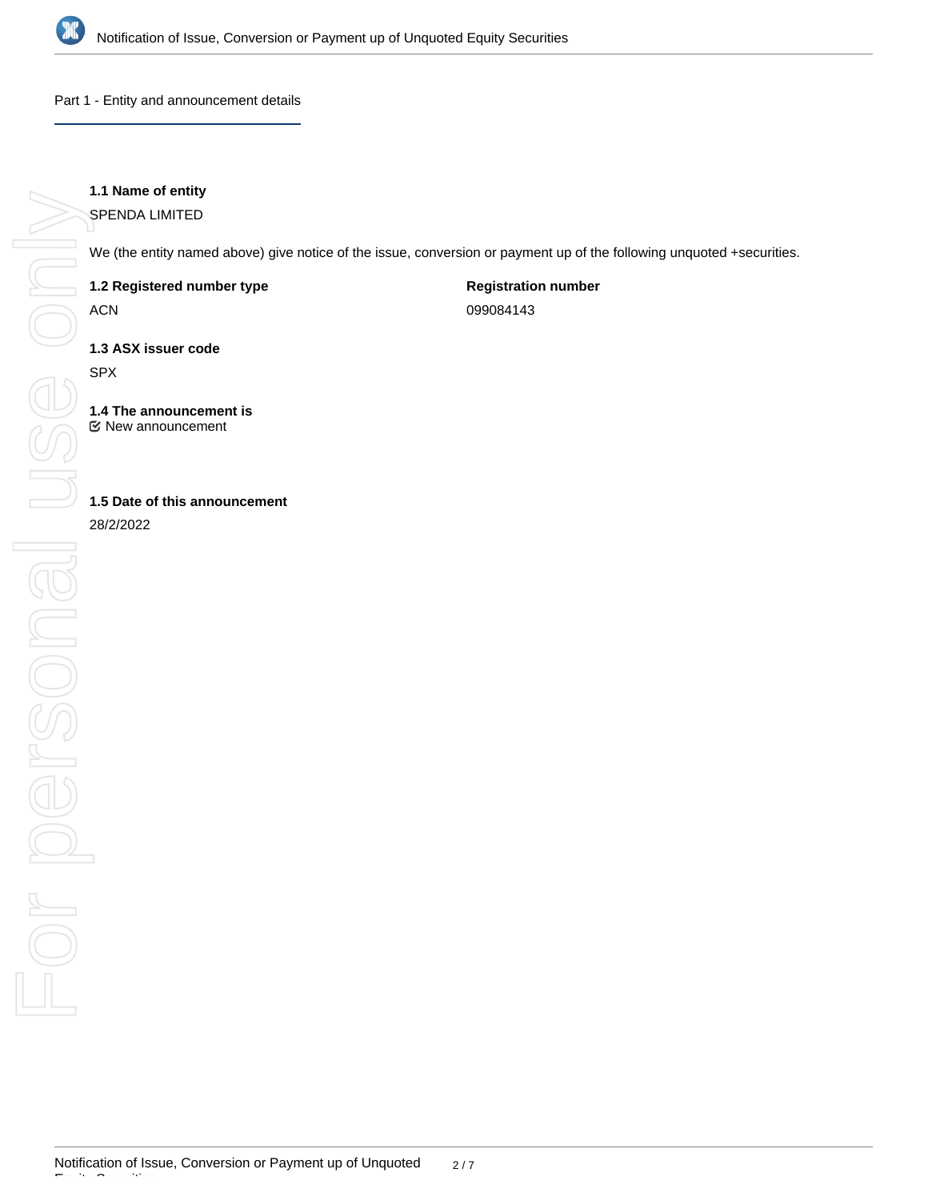## Part 1 - Entity and announcement details

**1.1 Name of entity**

SPENDA LIMITED

We (the entity named above) give notice of the issue, conversion or payment up of the following unquoted +securities.

**1.2 Registered number type**

ACN

**Registration number**

099084143

**1.3 ASX issuer code**

SPX

**1.4 The announcement is**

New announcement

**1.5 Date of this announcement**

28/2/2022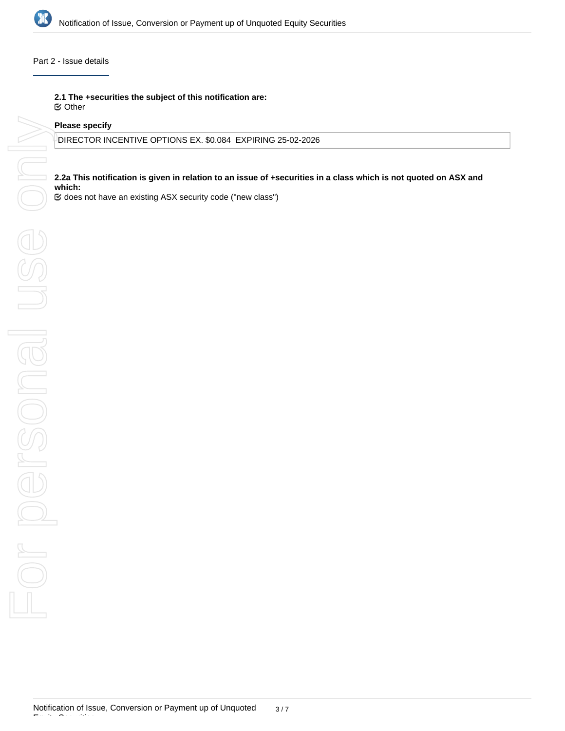## Part 2 - Issue details

**2.1 The +securities the subject of this notification are:**

☑ Other

**Please specify**

DIRECTOR INCENTIVE OPTIONS EX. $0.084 EXPIRING 25-02-2026

**2.2a This notification is given in relation to an issue of +securities in a class which is not quoted on ASX and which:**

☑ does not have an existing ASX security code ("new class")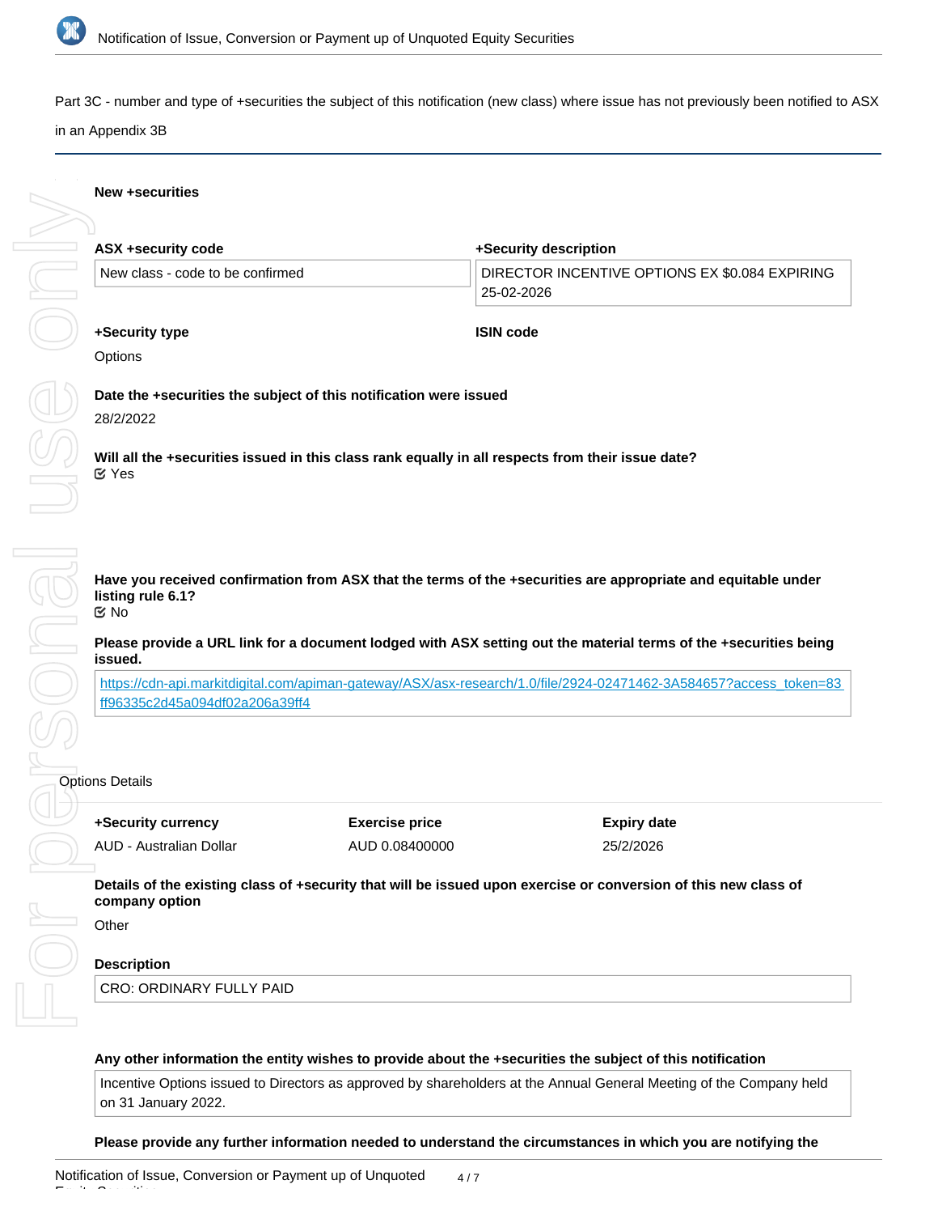Part 3C - number and type of +securities the subject of this notification (new class) where issue has not previously been notified to ASX in an Appendix 3B

**New +securities**

**ASX +security code**

New class - code to be confirmed

**+Security description**

DIRECTOR INCENTIVE OPTIONS EX $0.084 EXPIRING 25-02-2026

**+Security type**

Options

**ISIN code**

**Date the +securities the subject of this notification were issued**

28/2/2022

**Will all the +securities issued in this class rank equally in all respects from their issue date?**

Yes

**Have you received confirmation from ASX that the terms of the +securities are appropriate and equitable under listing rule 6.1?**

No

**Please provide a URL link for a document lodged with ASX setting out the material terms of the +securities being issued.**

https://cdn-api.markitdigital.com/apiman-gateway/ASX/asx-research/1.0/file/2924-02471462-3A584657?access_token=83ff96335c2d45a094df02a206a39ff4

Options Details

| +Security currency | Exercise price | Expiry date |
| --- | --- | --- |
| AUD - Australian Dollar | AUD 0.08400000 | 25/2/2026 |

**Details of the existing class of +security that will be issued upon exercise or conversion of this new class of company option**

Other

**Description**

CRO: ORDINARY FULLY PAID

**Any other information the entity wishes to provide about the +securities the subject of this notification**

Incentive Options issued to Directors as approved by shareholders at the Annual General Meeting of the Company held on 31 January 2022.

**Please provide any further information needed to understand the circumstances in which you are notifying the**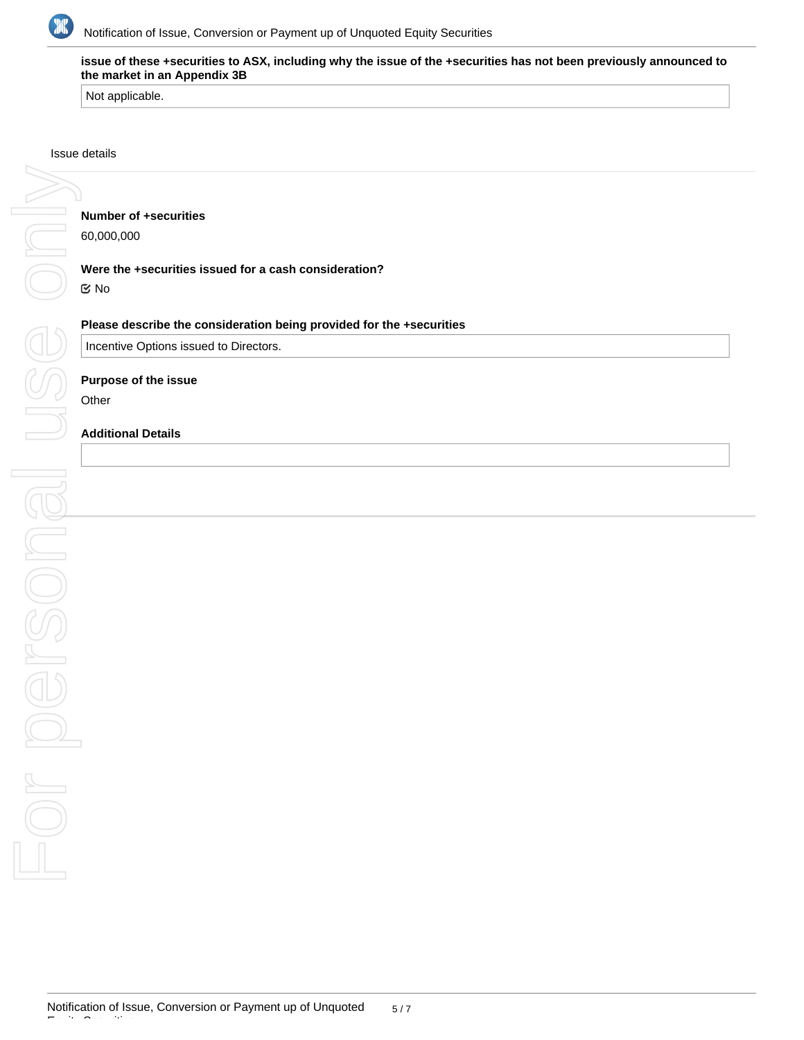**issue of these +securities to ASX, including why the issue of the +securities has not been previously announced to the market in an Appendix 3B**

Not applicable.

Issue details

**Number of +securities**

60,000,000

**Were the +securities issued for a cash consideration?**

No

**Please describe the consideration being provided for the +securities**

Incentive Options issued to Directors.

**Purpose of the issue**

Other

**Additional Details**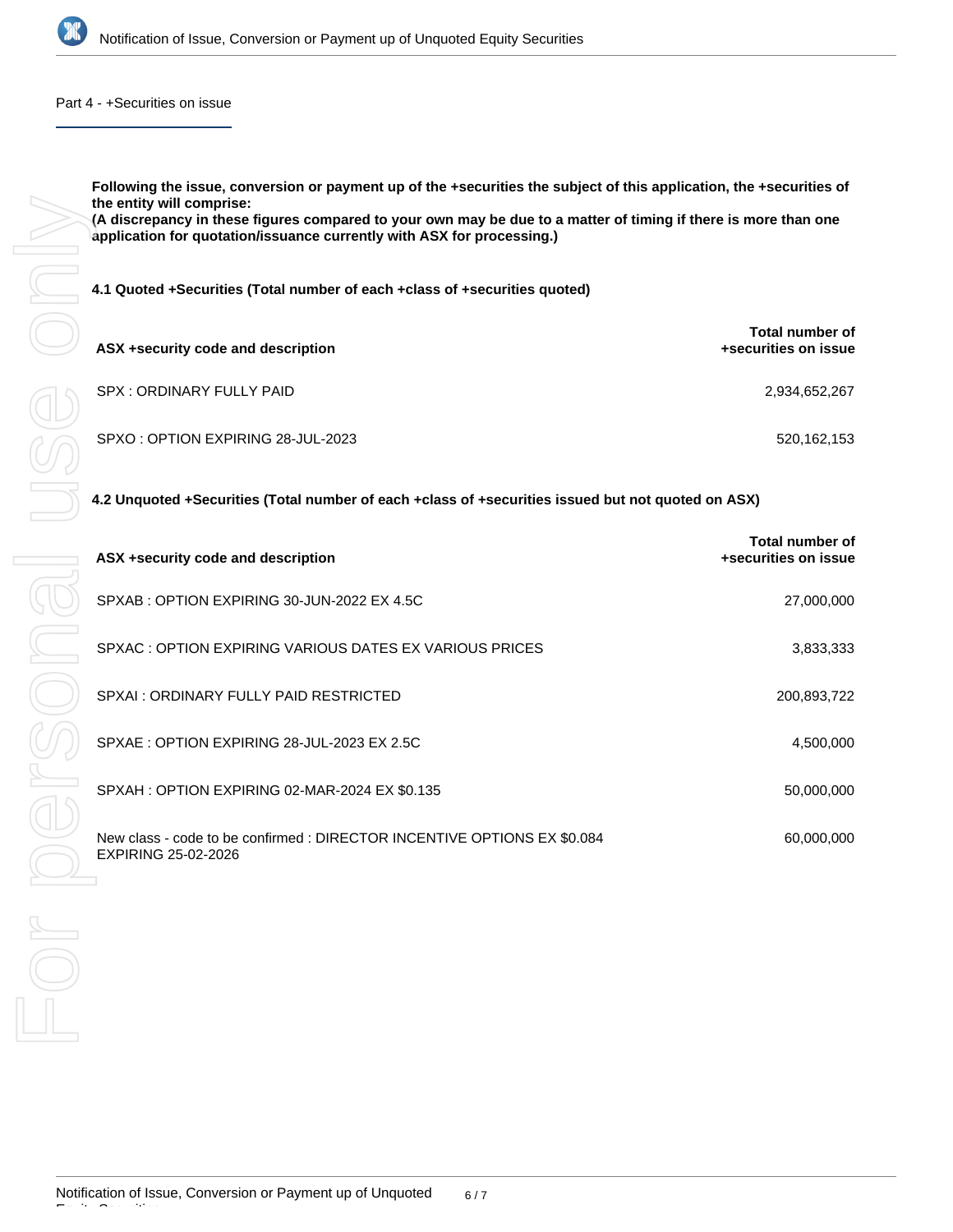## Part 4 - +Securities on issue

**Following the issue, conversion or payment up of the +securities the subject of this application, the +securities of the entity will comprise:**
**(A discrepancy in these figures compared to your own may be due to a matter of timing if there is more than one application for quotation/issuance currently with ASX for processing.)**

**4.1 Quoted +Securities (Total number of each +class of +securities quoted)**

| ASX +security code and description | Total number of +securities on issue |
|---|---|
| SPX : ORDINARY FULLY PAID | 2,934,652,267 |
| SPXO : OPTION EXPIRING 28-JUL-2023 | 520,162,153 |

**4.2 Unquoted +Securities (Total number of each +class of +securities issued but not quoted on ASX)**

| ASX +security code and description | Total number of +securities on issue |
|---|---|
| SPXAB : OPTION EXPIRING 30-JUN-2022 EX 4.5C | 27,000,000 |
| SPXAC : OPTION EXPIRING VARIOUS DATES EX VARIOUS PRICES | 3,833,333 |
| SPXAI : ORDINARY FULLY PAID RESTRICTED | 200,893,722 |
| SPXAE : OPTION EXPIRING 28-JUL-2023 EX 2.5C | 4,500,000 |
| SPXAH : OPTION EXPIRING 02-MAR-2024 EX $0.135 | 50,000,000 |
| New class - code to be confirmed : DIRECTOR INCENTIVE OPTIONS EX $0.084 EXPIRING 25-02-2026 | 60,000,000 |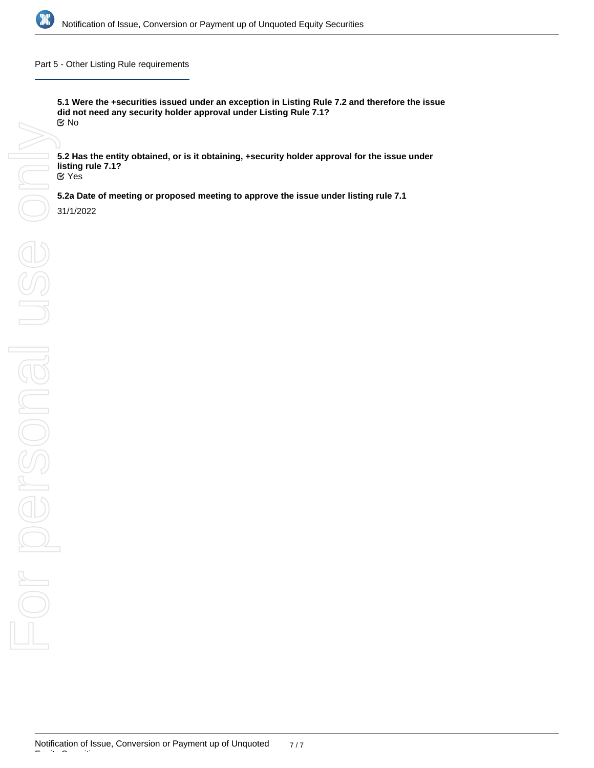## Part 5 - Other Listing Rule requirements

**5.1 Were the +securities issued under an exception in Listing Rule 7.2 and therefore the issue did not need any security holder approval under Listing Rule 7.1?**

No

**5.2 Has the entity obtained, or is it obtaining, +security holder approval for the issue under listing rule 7.1?**

Yes

**5.2a Date of meeting or proposed meeting to approve the issue under listing rule 7.1**

31/1/2022